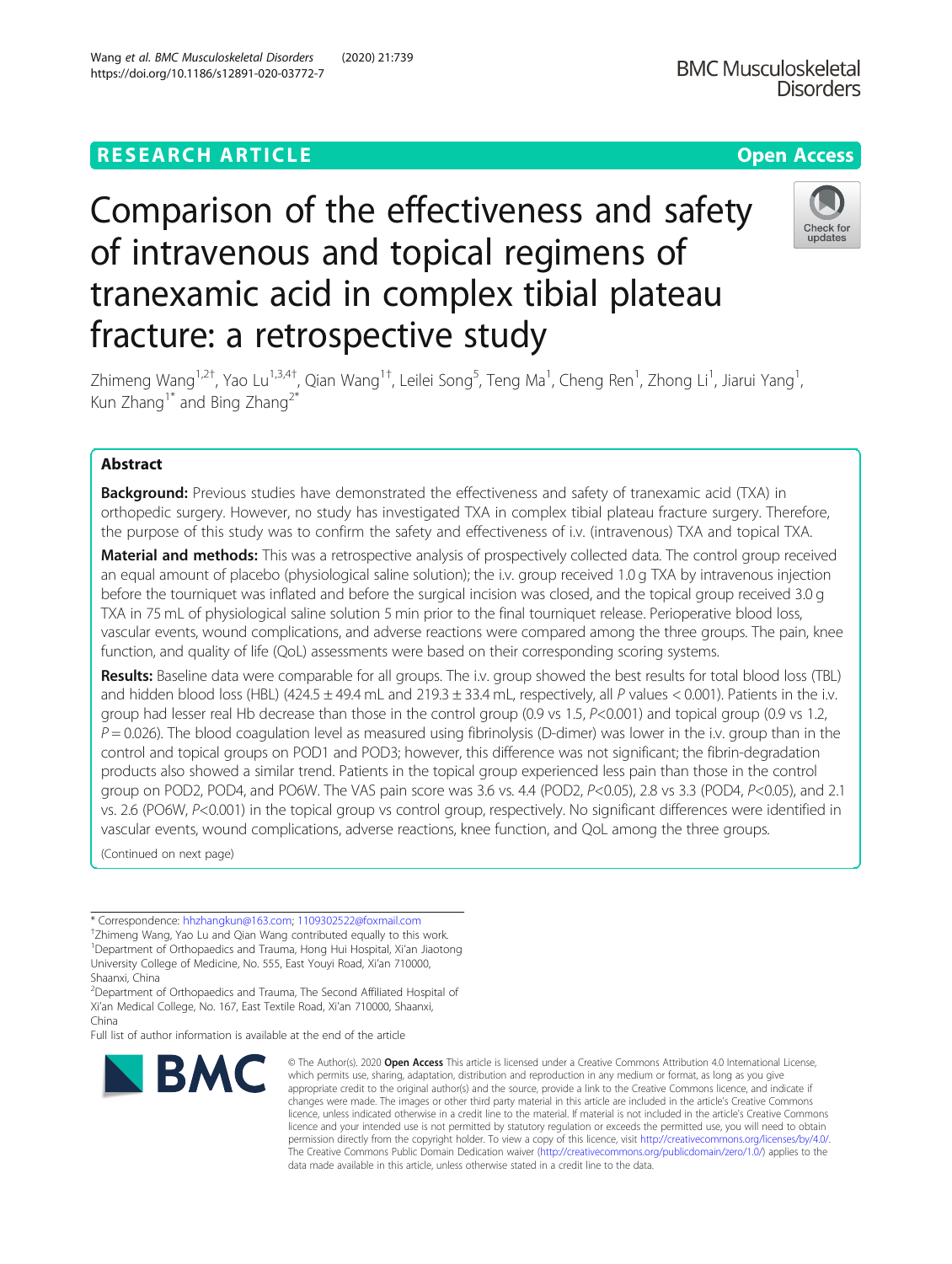RESEARCH ARTICLE

Open Access

# Comparison of the effectiveness and safety of intravenous and topical regimens of tranexamic acid in complex tibial plateau fracture: a retrospective study

Zhimeng Wang[1,2†], Yao Lu[1,3,4†], Qian Wang[1†], Leilei Song[5], Teng Ma[1], Cheng Ren[1], Zhong Li[1], Jiarui Yang[1], Kun Zhang[1*] and Bing Zhang[2*]

## Abstract

**Background:** Previous studies have demonstrated the effectiveness and safety of tranexamic acid (TXA) in orthopedic surgery. However, no study has investigated TXA in complex tibial plateau fracture surgery. Therefore, the purpose of this study was to confirm the safety and effectiveness of i.v. (intravenous) TXA and topical TXA.

**Material and methods:** This was a retrospective analysis of prospectively collected data. The control group received an equal amount of placebo (physiological saline solution); the i.v. group received 1.0 g TXA by intravenous injection before the tourniquet was inflated and before the surgical incision was closed, and the topical group received 3.0 g TXA in 75 mL of physiological saline solution 5 min prior to the final tourniquet release. Perioperative blood loss, vascular events, wound complications, and adverse reactions were compared among the three groups. The pain, knee function, and quality of life (QoL) assessments were based on their corresponding scoring systems.

**Results:** Baseline data were comparable for all groups. The i.v. group showed the best results for total blood loss (TBL) and hidden blood loss (HBL) (424.5 ± 49.4 mL and 219.3 ± 33.4 mL, respectively, all *P* values < 0.001). Patients in the i.v. group had lesser real Hb decrease than those in the control group (0.9 vs 1.5, *P*<0.001) and topical group (0.9 vs 1.2, *P* = 0.026). The blood coagulation level as measured using fibrinolysis (D-dimer) was lower in the i.v. group than in the control and topical groups on POD1 and POD3; however, this difference was not significant; the fibrin-degradation products also showed a similar trend. Patients in the topical group experienced less pain than those in the control group on POD2, POD4, and PO6W. The VAS pain score was 3.6 vs. 4.4 (POD2, *P*<0.05), 2.8 vs 3.3 (POD4, *P*<0.05), and 2.1 vs. 2.6 (PO6W, *P*<0.001) in the topical group vs control group, respectively. No significant differences were identified in vascular events, wound complications, adverse reactions, knee function, and QoL among the three groups.

(Continued on next page)

\* Correspondence: hhzhangkun@163.com; 1109302522@foxmail.com

†Zhimeng Wang, Yao Lu and Qian Wang contributed equally to this work.

[1]Department of Orthopaedics and Trauma, Hong Hui Hospital, Xi'an Jiaotong University College of Medicine, No. 555, East Youyi Road, Xi'an 710000, Shaanxi, China

[2]Department of Orthopaedics and Trauma, The Second Affiliated Hospital of Xi'an Medical College, No. 167, East Textile Road, Xi'an 710000, Shaanxi, China

Full list of author information is available at the end of the article

© The Author(s). 2020 **Open Access** This article is licensed under a Creative Commons Attribution 4.0 International License, which permits use, sharing, adaptation, distribution and reproduction in any medium or format, as long as you give appropriate credit to the original author(s) and the source, provide a link to the Creative Commons licence, and indicate if changes were made. The images or other third party material in this article are included in the article's Creative Commons licence, unless indicated otherwise in a credit line to the material. If material is not included in the article's Creative Commons licence and your intended use is not permitted by statutory regulation or exceeds the permitted use, you will need to obtain permission directly from the copyright holder. To view a copy of this licence, visit http://creativecommons.org/licenses/by/4.0/. The Creative Commons Public Domain Dedication waiver (http://creativecommons.org/publicdomain/zero/1.0/) applies to the data made available in this article, unless otherwise stated in a credit line to the data.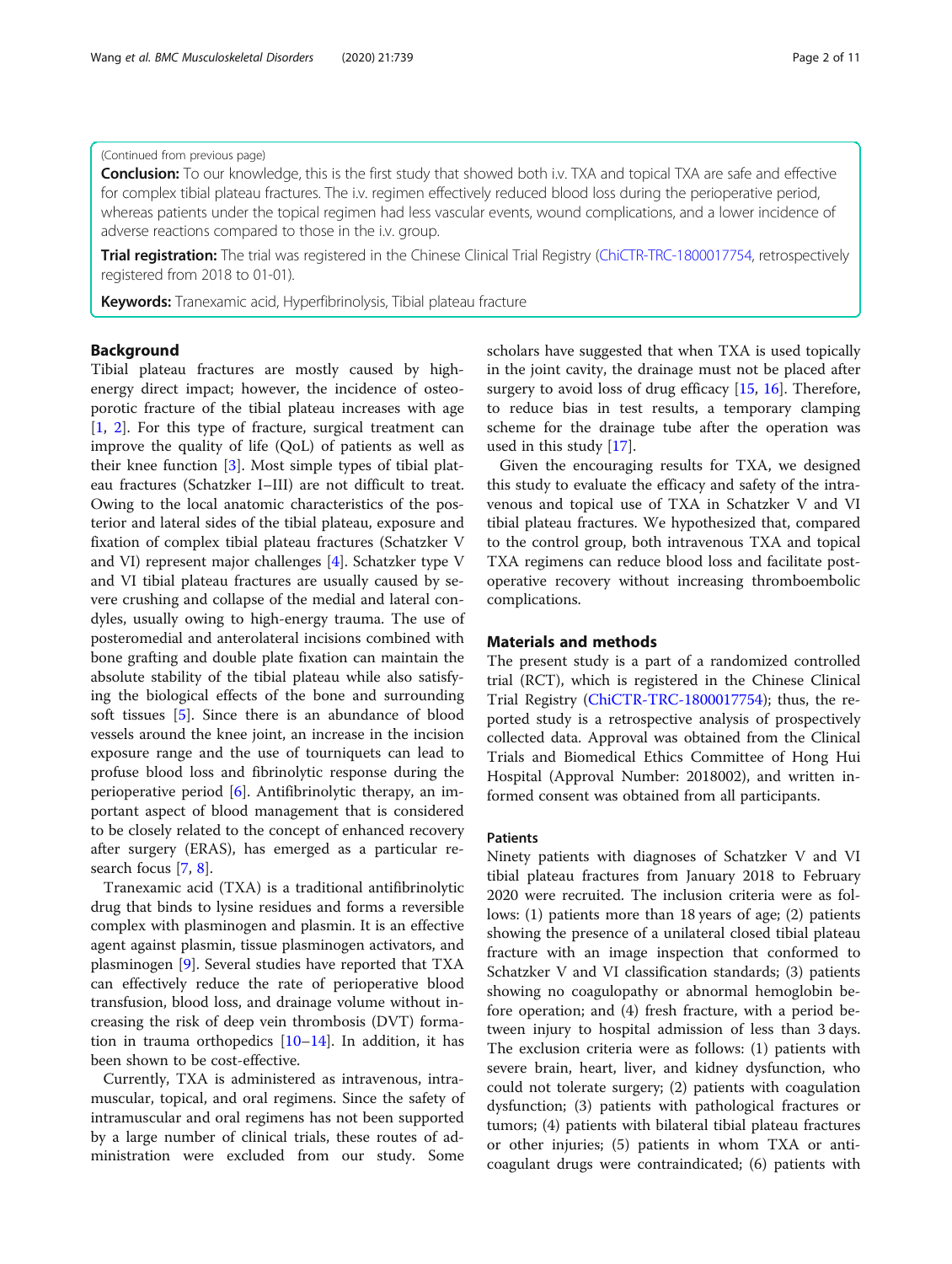(Continued from previous page)

**Conclusion:** To our knowledge, this is the first study that showed both i.v. TXA and topical TXA are safe and effective for complex tibial plateau fractures. The i.v. regimen effectively reduced blood loss during the perioperative period, whereas patients under the topical regimen had less vascular events, wound complications, and a lower incidence of adverse reactions compared to those in the i.v. group.

**Trial registration:** The trial was registered in the Chinese Clinical Trial Registry (ChiCTR-TRC-1800017754, retrospectively registered from 2018 to 01-01).

**Keywords:** Tranexamic acid, Hyperfibrinolysis, Tibial plateau fracture

## Background

Tibial plateau fractures are mostly caused by high-energy direct impact; however, the incidence of osteoporotic fracture of the tibial plateau increases with age [1, 2]. For this type of fracture, surgical treatment can improve the quality of life (QoL) of patients as well as their knee function [3]. Most simple types of tibial plateau fractures (Schatzker I–III) are not difficult to treat. Owing to the local anatomic characteristics of the posterior and lateral sides of the tibial plateau, exposure and fixation of complex tibial plateau fractures (Schatzker V and VI) represent major challenges [4]. Schatzker type V and VI tibial plateau fractures are usually caused by severe crushing and collapse of the medial and lateral condyles, usually owing to high-energy trauma. The use of posteromedial and anterolateral incisions combined with bone grafting and double plate fixation can maintain the absolute stability of the tibial plateau while also satisfying the biological effects of the bone and surrounding soft tissues [5]. Since there is an abundance of blood vessels around the knee joint, an increase in the incision exposure range and the use of tourniquets can lead to profuse blood loss and fibrinolytic response during the perioperative period [6]. Antifibrinolytic therapy, an important aspect of blood management that is considered to be closely related to the concept of enhanced recovery after surgery (ERAS), has emerged as a particular research focus [7, 8].

Tranexamic acid (TXA) is a traditional antifibrinolytic drug that binds to lysine residues and forms a reversible complex with plasminogen and plasmin. It is an effective agent against plasmin, tissue plasminogen activators, and plasminogen [9]. Several studies have reported that TXA can effectively reduce the rate of perioperative blood transfusion, blood loss, and drainage volume without increasing the risk of deep vein thrombosis (DVT) formation in trauma orthopedics [10–14]. In addition, it has been shown to be cost-effective.

Currently, TXA is administered as intravenous, intramuscular, topical, and oral regimens. Since the safety of intramuscular and oral regimens has not been supported by a large number of clinical trials, these routes of administration were excluded from our study. Some scholars have suggested that when TXA is used topically in the joint cavity, the drainage must not be placed after surgery to avoid loss of drug efficacy [15, 16]. Therefore, to reduce bias in test results, a temporary clamping scheme for the drainage tube after the operation was used in this study [17].

Given the encouraging results for TXA, we designed this study to evaluate the efficacy and safety of the intravenous and topical use of TXA in Schatzker V and VI tibial plateau fractures. We hypothesized that, compared to the control group, both intravenous TXA and topical TXA regimens can reduce blood loss and facilitate postoperative recovery without increasing thromboembolic complications.

## Materials and methods

The present study is a part of a randomized controlled trial (RCT), which is registered in the Chinese Clinical Trial Registry (ChiCTR-TRC-1800017754); thus, the reported study is a retrospective analysis of prospectively collected data. Approval was obtained from the Clinical Trials and Biomedical Ethics Committee of Hong Hui Hospital (Approval Number: 2018002), and written informed consent was obtained from all participants.

### Patients

Ninety patients with diagnoses of Schatzker V and VI tibial plateau fractures from January 2018 to February 2020 were recruited. The inclusion criteria were as follows: (1) patients more than 18 years of age; (2) patients showing the presence of a unilateral closed tibial plateau fracture with an image inspection that conformed to Schatzker V and VI classification standards; (3) patients showing no coagulopathy or abnormal hemoglobin before operation; and (4) fresh fracture, with a period between injury to hospital admission of less than 3 days. The exclusion criteria were as follows: (1) patients with severe brain, heart, liver, and kidney dysfunction, who could not tolerate surgery; (2) patients with coagulation dysfunction; (3) patients with pathological fractures or tumors; (4) patients with bilateral tibial plateau fractures or other injuries; (5) patients in whom TXA or anticoagulant drugs were contraindicated; (6) patients with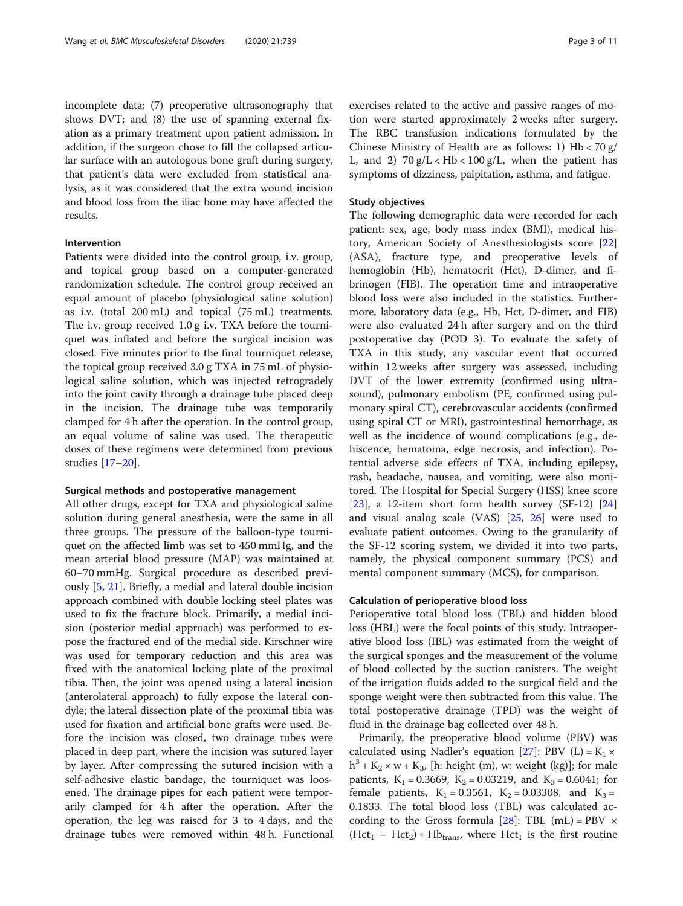incomplete data; (7) preoperative ultrasonography that shows DVT; and (8) the use of spanning external fixation as a primary treatment upon patient admission. In addition, if the surgeon chose to fill the collapsed articular surface with an autologous bone graft during surgery, that patient's data were excluded from statistical analysis, as it was considered that the extra wound incision and blood loss from the iliac bone may have affected the results.

### Intervention

Patients were divided into the control group, i.v. group, and topical group based on a computer-generated randomization schedule. The control group received an equal amount of placebo (physiological saline solution) as i.v. (total 200 mL) and topical (75 mL) treatments. The i.v. group received 1.0 g i.v. TXA before the tourniquet was inflated and before the surgical incision was closed. Five minutes prior to the final tourniquet release, the topical group received 3.0 g TXA in 75 mL of physiological saline solution, which was injected retrogradely into the joint cavity through a drainage tube placed deep in the incision. The drainage tube was temporarily clamped for 4 h after the operation. In the control group, an equal volume of saline was used. The therapeutic doses of these regimens were determined from previous studies [17–20].

### Surgical methods and postoperative management

All other drugs, except for TXA and physiological saline solution during general anesthesia, were the same in all three groups. The pressure of the balloon-type tourniquet on the affected limb was set to 450 mmHg, and the mean arterial blood pressure (MAP) was maintained at 60–70 mmHg. Surgical procedure as described previously [5, 21]. Briefly, a medial and lateral double incision approach combined with double locking steel plates was used to fix the fracture block. Primarily, a medial incision (posterior medial approach) was performed to expose the fractured end of the medial side. Kirschner wire was used for temporary reduction and this area was fixed with the anatomical locking plate of the proximal tibia. Then, the joint was opened using a lateral incision (anterolateral approach) to fully expose the lateral condyle; the lateral dissection plate of the proximal tibia was used for fixation and artificial bone grafts were used. Before the incision was closed, two drainage tubes were placed in deep part, where the incision was sutured layer by layer. After compressing the sutured incision with a self-adhesive elastic bandage, the tourniquet was loosened. The drainage pipes for each patient were temporarily clamped for 4 h after the operation. After the operation, the leg was raised for 3 to 4 days, and the drainage tubes were removed within 48 h. Functional exercises related to the active and passive ranges of motion were started approximately 2 weeks after surgery. The RBC transfusion indications formulated by the Chinese Ministry of Health are as follows: 1) Hb < 70 g/L, and 2) 70 g/L < Hb < 100 g/L, when the patient has symptoms of dizziness, palpitation, asthma, and fatigue.

### Study objectives

The following demographic data were recorded for each patient: sex, age, body mass index (BMI), medical history, American Society of Anesthesiologists score [22] (ASA), fracture type, and preoperative levels of hemoglobin (Hb), hematocrit (Hct), D-dimer, and fibrinogen (FIB). The operation time and intraoperative blood loss were also included in the statistics. Furthermore, laboratory data (e.g., Hb, Hct, D-dimer, and FIB) were also evaluated 24 h after surgery and on the third postoperative day (POD 3). To evaluate the safety of TXA in this study, any vascular event that occurred within 12 weeks after surgery was assessed, including DVT of the lower extremity (confirmed using ultrasound), pulmonary embolism (PE, confirmed using pulmonary spiral CT), cerebrovascular accidents (confirmed using spiral CT or MRI), gastrointestinal hemorrhage, as well as the incidence of wound complications (e.g., dehiscence, hematoma, edge necrosis, and infection). Potential adverse side effects of TXA, including epilepsy, rash, headache, nausea, and vomiting, were also monitored. The Hospital for Special Surgery (HSS) knee score [23], a 12-item short form health survey (SF-12) [24] and visual analog scale (VAS) [25, 26] were used to evaluate patient outcomes. Owing to the granularity of the SF-12 scoring system, we divided it into two parts, namely, the physical component summary (PCS) and mental component summary (MCS), for comparison.

### Calculation of perioperative blood loss

Perioperative total blood loss (TBL) and hidden blood loss (HBL) were the focal points of this study. Intraoperative blood loss (IBL) was estimated from the weight of the surgical sponges and the measurement of the volume of blood collected by the suction canisters. The weight of the irrigation fluids added to the surgical field and the sponge weight were then subtracted from this value. The total postoperative drainage (TPD) was the weight of fluid in the drainage bag collected over 48 h.

Primarily, the preoperative blood volume (PBV) was calculated using Nadler's equation [27]: PBV (L) = $K_1 \times h^3 + K_2 \times w + K_3$, [h: height (m), w: weight (kg)]; for male patients, $K_1 = 0.3669$, $K_2 = 0.03219$, and $K_3 = 0.6041$; for female patients, $K_1 = 0.3561$, $K_2 = 0.03308$, and $K_3 = 0.1833$. The total blood loss (TBL) was calculated according to the Gross formula [28]: TBL (mL) = PBV $\times$ $(Hct_1 - Hct_2) + Hb_{trans}$, where $Hct_1$ is the first routine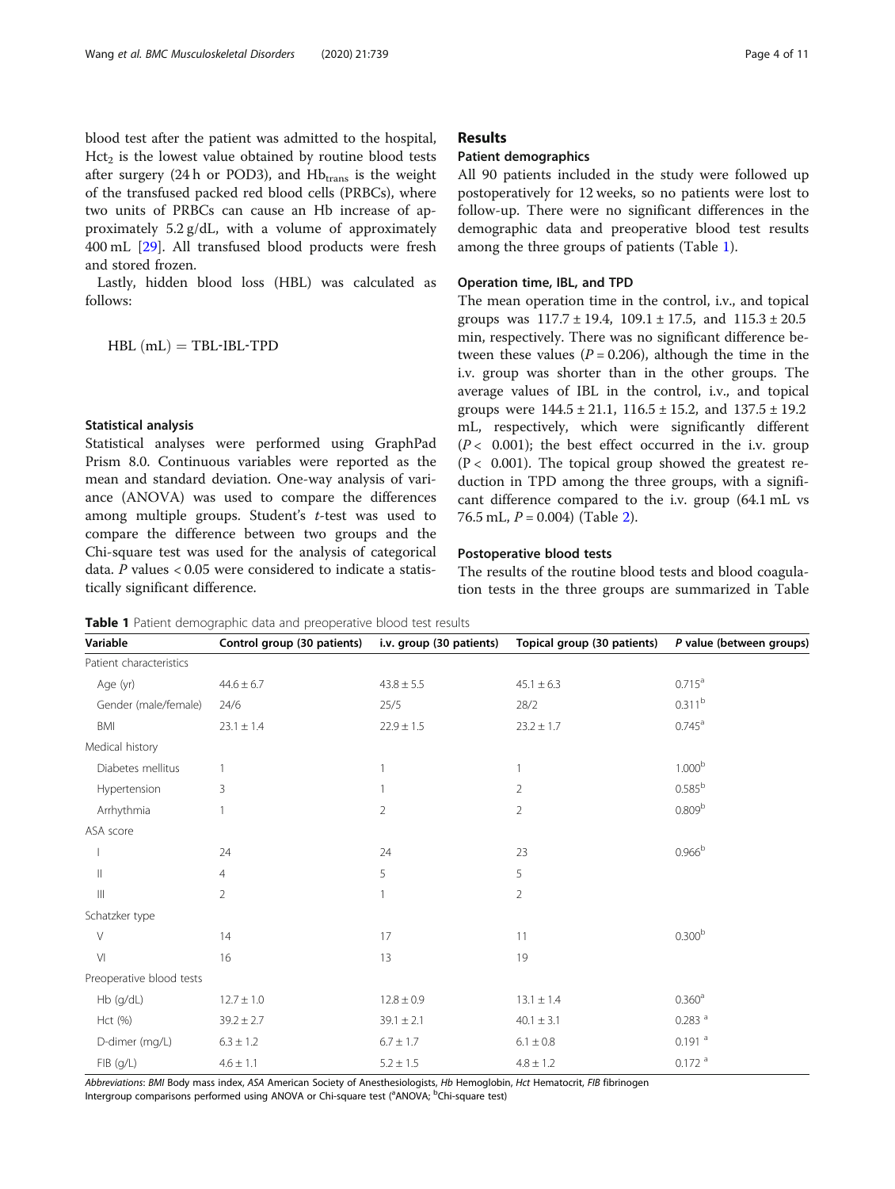blood test after the patient was admitted to the hospital, $Hct_2$ is the lowest value obtained by routine blood tests after surgery (24 h or POD3), and $Hb_{trans}$ is the weight of the transfused packed red blood cells (PRBCs), where two units of PRBCs can cause an Hb increase of approximately 5.2 g/dL, with a volume of approximately 400 mL [29]. All transfused blood products were fresh and stored frozen.

Lastly, hidden blood loss (HBL) was calculated as follows:

$$HBL\ (mL) = TBL\text{-}IBL\text{-}TPD$$

### Statistical analysis

Statistical analyses were performed using GraphPad Prism 8.0. Continuous variables were reported as the mean and standard deviation. One-way analysis of variance (ANOVA) was used to compare the differences among multiple groups. Student's *t*-test was used to compare the difference between two groups and the Chi-square test was used for the analysis of categorical data. *P* values < 0.05 were considered to indicate a statistically significant difference.

## Results

### Patient demographics

All 90 patients included in the study were followed up postoperatively for 12 weeks, so no patients were lost to follow-up. There were no significant differences in the demographic data and preoperative blood test results among the three groups of patients (Table 1).

### Operation time, IBL, and TPD

The mean operation time in the control, i.v., and topical groups was 117.7 ± 19.4, 109.1 ± 17.5, and 115.3 ± 20.5 min, respectively. There was no significant difference between these values ($P = 0.206$), although the time in the i.v. group was shorter than in the other groups. The average values of IBL in the control, i.v., and topical groups were 144.5 ± 21.1, 116.5 ± 15.2, and 137.5 ± 19.2 mL, respectively, which were significantly different ($P < 0.001$); the best effect occurred in the i.v. group ($P < 0.001$). The topical group showed the greatest reduction in TPD among the three groups, with a significant difference compared to the i.v. group (64.1 mL vs 76.5 mL, $P = 0.004$) (Table 2).

### Postoperative blood tests

The results of the routine blood tests and blood coagulation tests in the three groups are summarized in Table

**Table 1** Patient demographic data and preoperative blood test results

| Variable | Control group (30 patients) | i.v. group (30 patients) | Topical group (30 patients) | P value (between groups) |
|---|---|---|---|---|
| Patient characteristics | | | | |
| Age (yr) | 44.6 ± 6.7 | 43.8 ± 5.5 | 45.1 ± 6.3 | 0.715[a] |
| Gender (male/female) | 24/6 | 25/5 | 28/2 | 0.311[b] |
| BMI | 23.1 ± 1.4 | 22.9 ± 1.5 | 23.2 ± 1.7 | 0.745[a] |
| Medical history | | | | |
| Diabetes mellitus | 1 | 1 | 1 | 1.000[b] |
| Hypertension | 3 | 1 | 2 | 0.585[b] |
| Arrhythmia | 1 | 2 | 2 | 0.809[b] |
| ASA score | | | | |
| I | 24 | 24 | 23 | 0.966[b] |
| II | 4 | 5 | 5 | |
| III | 2 | 1 | 2 | |
| Schatzker type | | | | |
| V | 14 | 17 | 11 | 0.300[b] |
| VI | 16 | 13 | 19 | |
| Preoperative blood tests | | | | |
| Hb (g/dL) | 12.7 ± 1.0 | 12.8 ± 0.9 | 13.1 ± 1.4 | 0.360[a] |
| Hct (%) | 39.2 ± 2.7 | 39.1 ± 2.1 | 40.1 ± 3.1 | 0.283[a] |
| D-dimer (mg/L) | 6.3 ± 1.2 | 6.7 ± 1.7 | 6.1 ± 0.8 | 0.191[a] |
| FIB (g/L) | 4.6 ± 1.1 | 5.2 ± 1.5 | 4.8 ± 1.2 | 0.172[a] |

*Abbreviations*: *BMI* Body mass index, *ASA* American Society of Anesthesiologists, *Hb* Hemoglobin, *Hct* Hematocrit, *FIB* fibrinogen
Intergroup comparisons performed using ANOVA or Chi-square test ([a]ANOVA; [b]Chi-square test)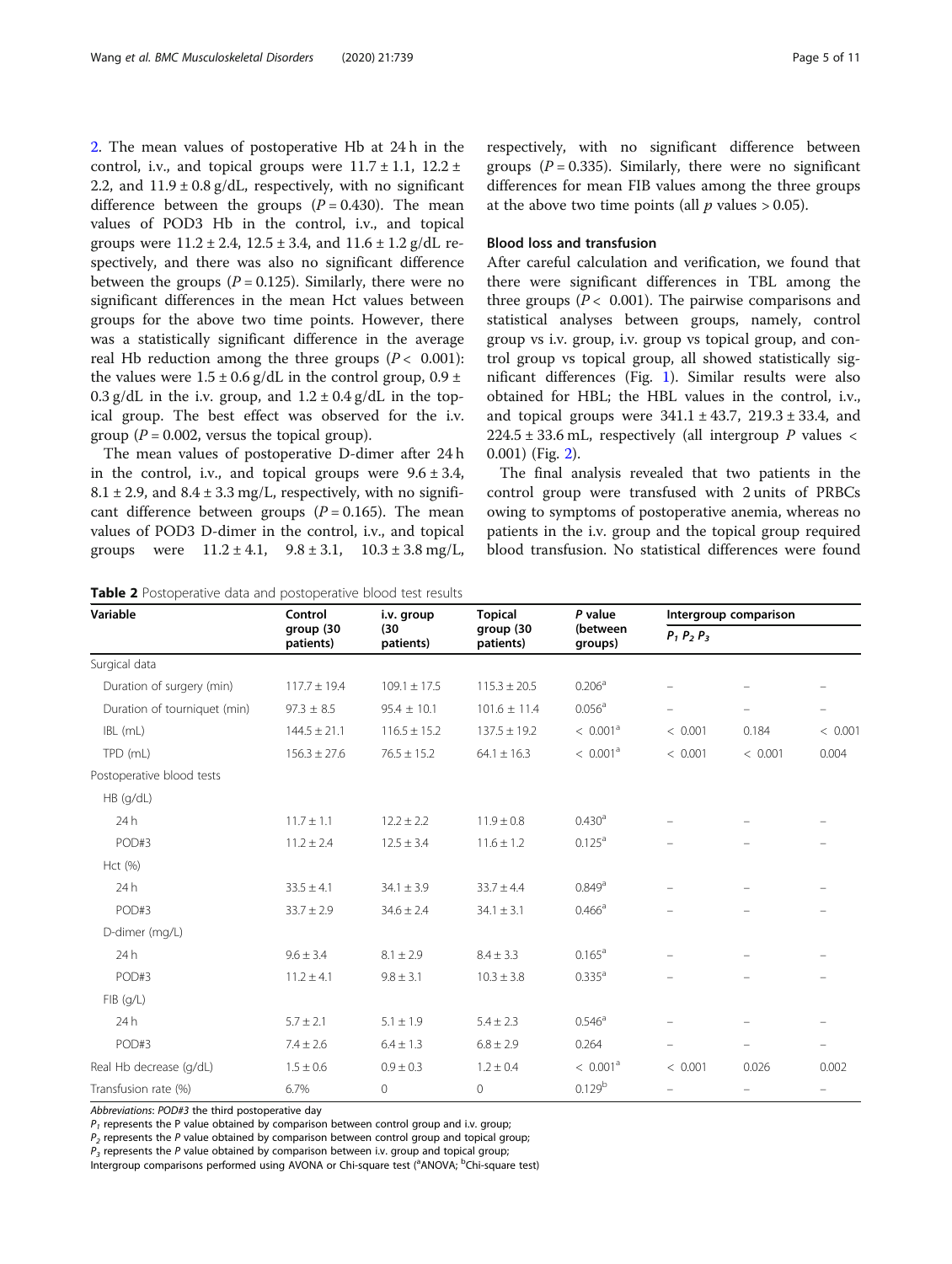2. The mean values of postoperative Hb at 24 h in the control, i.v., and topical groups were 11.7 ± 1.1, 12.2 ± 2.2, and 11.9 ± 0.8 g/dL, respectively, with no significant difference between the groups ($P = 0.430$). The mean values of POD3 Hb in the control, i.v., and topical groups were 11.2 ± 2.4, 12.5 ± 3.4, and 11.6 ± 1.2 g/dL respectively, and there was also no significant difference between the groups ($P = 0.125$). Similarly, there were no significant differences in the mean Hct values between groups for the above two time points. However, there was a statistically significant difference in the average real Hb reduction among the three groups ($P < 0.001$): the values were 1.5 ± 0.6 g/dL in the control group, 0.9 ± 0.3 g/dL in the i.v. group, and 1.2 ± 0.4 g/dL in the topical group. The best effect was observed for the i.v. group ($P = 0.002$, versus the topical group).

The mean values of postoperative D-dimer after 24 h in the control, i.v., and topical groups were 9.6 ± 3.4, 8.1 ± 2.9, and 8.4 ± 3.3 mg/L, respectively, with no significant difference between groups ($P = 0.165$). The mean values of POD3 D-dimer in the control, i.v., and topical groups were 11.2 ± 4.1, 9.8 ± 3.1, 10.3 ± 3.8 mg/L, respectively, with no significant difference between groups ($P = 0.335$). Similarly, there were no significant differences for mean FIB values among the three groups at the above two time points (all $p$ values > 0.05).

### Blood loss and transfusion

After careful calculation and verification, we found that there were significant differences in TBL among the three groups ($P < 0.001$). The pairwise comparisons and statistical analyses between groups, namely, control group vs i.v. group, i.v. group vs topical group, and control group vs topical group, all showed statistically significant differences (Fig. 1). Similar results were also obtained for HBL; the HBL values in the control, i.v., and topical groups were 341.1 ± 43.7, 219.3 ± 33.4, and 224.5 ± 33.6 mL, respectively (all intergroup $P$ values < 0.001) (Fig. 2).

The final analysis revealed that two patients in the control group were transfused with 2 units of PRBCs owing to symptoms of postoperative anemia, whereas no patients in the i.v. group and the topical group required blood transfusion. No statistical differences were found

**Table 2** Postoperative data and postoperative blood test results

| Variable | Control group (30 patients) | i.v. group (30 patients) | Topical group (30 patients) | P value (between groups) | Intergroup comparison | | |
|---|---|---|---|---|---|---|---|
| | | | | | $P_1$ | $P_2$ | $P_3$ |
| Surgical data | | | | | | | |
| Duration of surgery (min) | 117.7 ± 19.4 | 109.1 ± 17.5 | 115.3 ± 20.5 | 0.206[a] | – | – | – |
| Duration of tourniquet (min) | 97.3 ± 8.5 | 95.4 ± 10.1 | 101.6 ± 11.4 | 0.056[a] | – | – | – |
| IBL (mL) | 144.5 ± 21.1 | 116.5 ± 15.2 | 137.5 ± 19.2 | < 0.001[a] | < 0.001 | 0.184 | < 0.001 |
| TPD (mL) | 156.3 ± 27.6 | 76.5 ± 15.2 | 64.1 ± 16.3 | < 0.001[a] | < 0.001 | < 0.001 | 0.004 |
| Postoperative blood tests | | | | | | | |
| HB (g/dL) | | | | | | | |
| 24 h | 11.7 ± 1.1 | 12.2 ± 2.2 | 11.9 ± 0.8 | 0.430[a] | – | – | – |
| POD#3 | 11.2 ± 2.4 | 12.5 ± 3.4 | 11.6 ± 1.2 | 0.125[a] | – | – | – |
| Hct (%) | | | | | | | |
| 24 h | 33.5 ± 4.1 | 34.1 ± 3.9 | 33.7 ± 4.4 | 0.849[a] | – | – | – |
| POD#3 | 33.7 ± 2.9 | 34.6 ± 2.4 | 34.1 ± 3.1 | 0.466[a] | – | – | – |
| D-dimer (mg/L) | | | | | | | |
| 24 h | 9.6 ± 3.4 | 8.1 ± 2.9 | 8.4 ± 3.3 | 0.165[a] | – | – | – |
| POD#3 | 11.2 ± 4.1 | 9.8 ± 3.1 | 10.3 ± 3.8 | 0.335[a] | – | – | – |
| FIB (g/L) | | | | | | | |
| 24 h | 5.7 ± 2.1 | 5.1 ± 1.9 | 5.4 ± 2.3 | 0.546[a] | – | – | – |
| POD#3 | 7.4 ± 2.6 | 6.4 ± 1.3 | 6.8 ± 2.9 | 0.264 | – | – | – |
| Real Hb decrease (g/dL) | 1.5 ± 0.6 | 0.9 ± 0.3 | 1.2 ± 0.4 | < 0.001[a] | < 0.001 | 0.026 | 0.002 |
| Transfusion rate (%) | 6.7% | 0 | 0 | 0.129[b] | – | – | – |

*Abbreviations*: *POD#3* the third postoperative day

$P_1$ represents the P value obtained by comparison between control group and i.v. group;

$P_2$ represents the $P$ value obtained by comparison between control group and topical group;

$P_3$ represents the $P$ value obtained by comparison between i.v. group and topical group;

Intergroup comparisons performed using AVONA or Chi-square test ([a]ANOVA; [b]Chi-square test)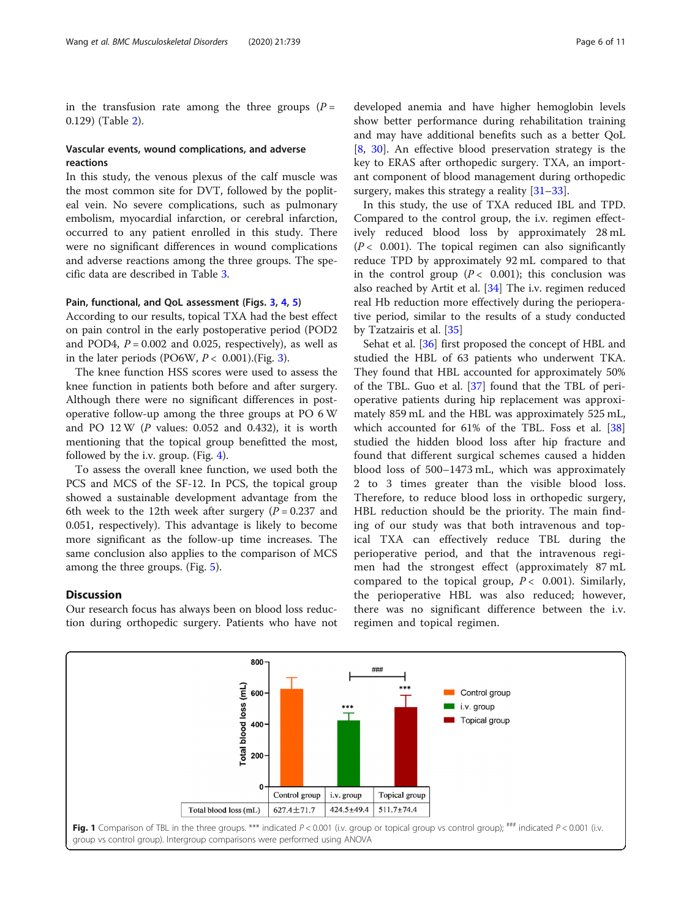in the transfusion rate among the three groups ($P = 0.129$) (Table 2).

### Vascular events, wound complications, and adverse reactions

In this study, the venous plexus of the calf muscle was the most common site for DVT, followed by the popliteal vein. No severe complications, such as pulmonary embolism, myocardial infarction, or cerebral infarction, occurred to any patient enrolled in this study. There were no significant differences in wound complications and adverse reactions among the three groups. The specific data are described in Table 3.

### Pain, functional, and QoL assessment (Figs. 3, 4, 5)

According to our results, topical TXA had the best effect on pain control in the early postoperative period (POD2 and POD4, $P = 0.002$ and 0.025, respectively), as well as in the later periods (PO6W, $P < 0.001$).(Fig. 3).

The knee function HSS scores were used to assess the knee function in patients both before and after surgery. Although there were no significant differences in postoperative follow-up among the three groups at PO 6 W and PO 12 W ($P$ values: 0.052 and 0.432), it is worth mentioning that the topical group benefitted the most, followed by the i.v. group. (Fig. 4).

To assess the overall knee function, we used both the PCS and MCS of the SF-12. In PCS, the topical group showed a sustainable development advantage from the 6th week to the 12th week after surgery ($P = 0.237$ and 0.051, respectively). This advantage is likely to become more significant as the follow-up time increases. The same conclusion also applies to the comparison of MCS among the three groups. (Fig. 5).

## Discussion

Our research focus has always been on blood loss reduction during orthopedic surgery. Patients who have not developed anemia and have higher hemoglobin levels show better performance during rehabilitation training and may have additional benefits such as a better QoL [8, 30]. An effective blood preservation strategy is the key to ERAS after orthopedic surgery. TXA, an important component of blood management during orthopedic surgery, makes this strategy a reality [31–33].

In this study, the use of TXA reduced IBL and TPD. Compared to the control group, the i.v. regimen effectively reduced blood loss by approximately 28 mL ($P < 0.001$). The topical regimen can also significantly reduce TPD by approximately 92 mL compared to that in the control group ($P < 0.001$); this conclusion was also reached by Artit et al. [34] The i.v. regimen reduced real Hb reduction more effectively during the perioperative period, similar to the results of a study conducted by Tzatzairis et al. [35]

Sehat et al. [36] first proposed the concept of HBL and studied the HBL of 63 patients who underwent TKA. They found that HBL accounted for approximately 50% of the TBL. Guo et al. [37] found that the TBL of perioperative patients during hip replacement was approximately 859 mL and the HBL was approximately 525 mL, which accounted for 61% of the TBL. Foss et al. [38] studied the hidden blood loss after hip fracture and found that different surgical schemes caused a hidden blood loss of 500–1473 mL, which was approximately 2 to 3 times greater than the visible blood loss. Therefore, to reduce blood loss in orthopedic surgery, HBL reduction should be the priority. The main finding of our study was that both intravenous and topical TXA can effectively reduce TBL during the perioperative period, and that the intravenous regimen had the strongest effect (approximately 87 mL compared to the topical group, $P < 0.001$). Similarly, the perioperative HBL was also reduced; however, there was no significant difference between the i.v. regimen and topical regimen.

| | Control group | i.v. group | Topical group |
|---|---|---|---|
| Total blood loss (mL) | 627.4±71.7 | 424.5±49.4 | 511.7±74.4 |

**Fig. 1** Comparison of TBL in the three groups. *** indicated $P < 0.001$ (i.v. group or topical group vs control group); ### indicated $P < 0.001$ (i.v. group vs control group). Intergroup comparisons were performed using ANOVA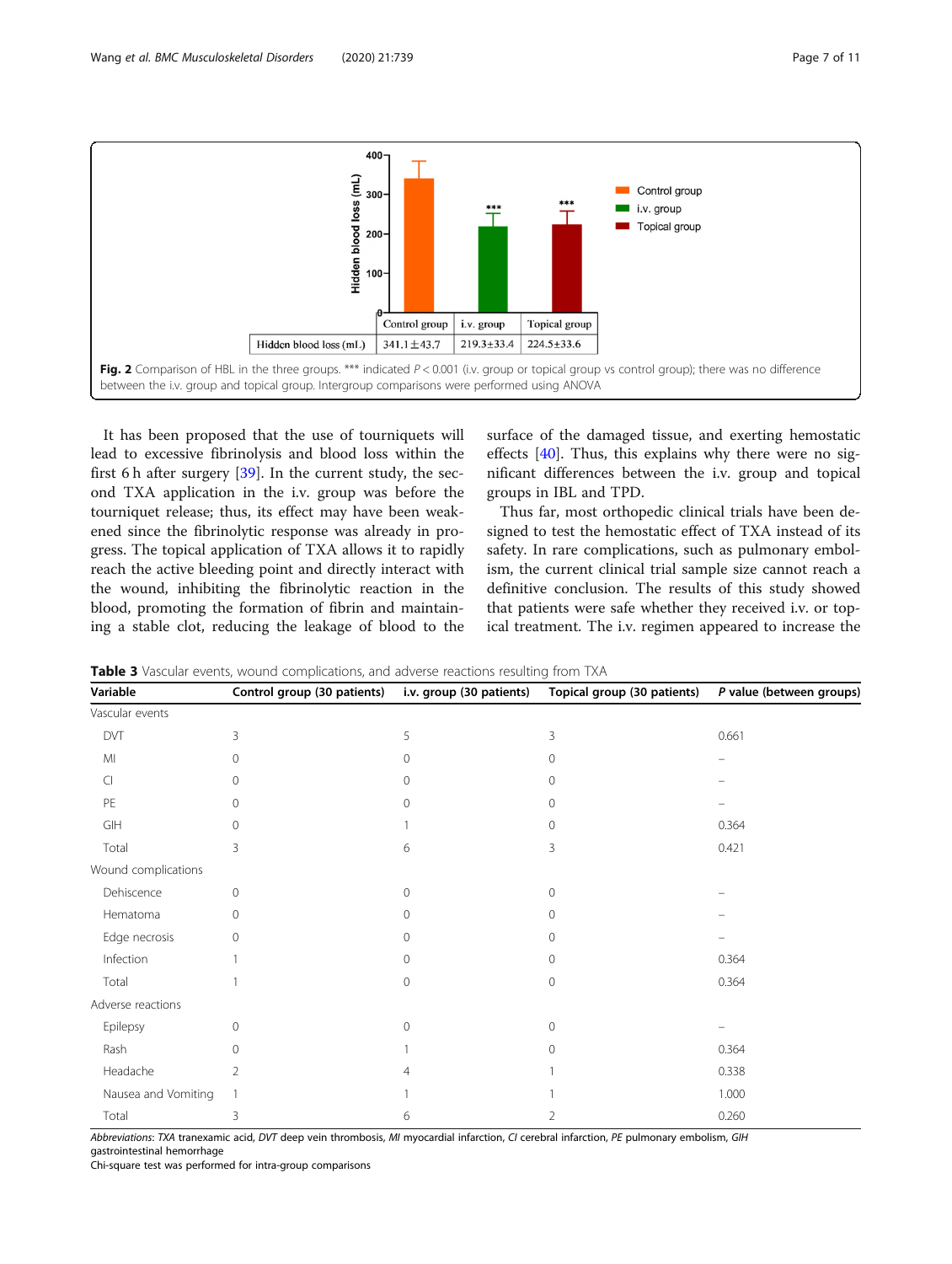| | Control group | i.v. group | Topical group |
|---|---|---|---|
| Hidden blood loss (mL) | 341.1±43.7 | 219.3±33.4 | 224.5±33.6 |

**Fig. 2** Comparison of HBL in the three groups. *** indicated $P < 0.001$ (i.v. group or topical group vs control group); there was no difference between the i.v. group and topical group. Intergroup comparisons were performed using ANOVA

It has been proposed that the use of tourniquets will lead to excessive fibrinolysis and blood loss within the first 6 h after surgery [39]. In the current study, the second TXA application in the i.v. group was before the tourniquet release; thus, its effect may have been weakened since the fibrinolytic response was already in progress. The topical application of TXA allows it to rapidly reach the active bleeding point and directly interact with the wound, inhibiting the fibrinolytic reaction in the blood, promoting the formation of fibrin and maintaining a stable clot, reducing the leakage of blood to the surface of the damaged tissue, and exerting hemostatic effects [40]. Thus, this explains why there were no significant differences between the i.v. group and topical groups in IBL and TPD.

Thus far, most orthopedic clinical trials have been designed to test the hemostatic effect of TXA instead of its safety. In rare complications, such as pulmonary embolism, the current clinical trial sample size cannot reach a definitive conclusion. The results of this study showed that patients were safe whether they received i.v. or topical treatment. The i.v. regimen appeared to increase the

**Table 3** Vascular events, wound complications, and adverse reactions resulting from TXA

| Variable | Control group (30 patients) | i.v. group (30 patients) | Topical group (30 patients) | P value (between groups) |
|---|---|---|---|---|
| Vascular events | | | | |
| DVT | 3 | 5 | 3 | 0.661 |
| MI | 0 | 0 | 0 | – |
| CI | 0 | 0 | 0 | – |
| PE | 0 | 0 | 0 | – |
| GIH | 0 | 1 | 0 | 0.364 |
| Total | 3 | 6 | 3 | 0.421 |
| Wound complications | | | | |
| Dehiscence | 0 | 0 | 0 | – |
| Hematoma | 0 | 0 | 0 | – |
| Edge necrosis | 0 | 0 | 0 | – |
| Infection | 1 | 0 | 0 | 0.364 |
| Total | 1 | 0 | 0 | 0.364 |
| Adverse reactions | | | | |
| Epilepsy | 0 | 0 | 0 | – |
| Rash | 0 | 1 | 0 | 0.364 |
| Headache | 2 | 4 | 1 | 0.338 |
| Nausea and Vomiting | 1 | 1 | 1 | 1.000 |
| Total | 3 | 6 | 2 | 0.260 |

*Abbreviations*: *TXA* tranexamic acid, *DVT* deep vein thrombosis, *MI* myocardial infarction, *CI* cerebral infarction, *PE* pulmonary embolism, *GIH* gastrointestinal hemorrhage

Chi-square test was performed for intra-group comparisons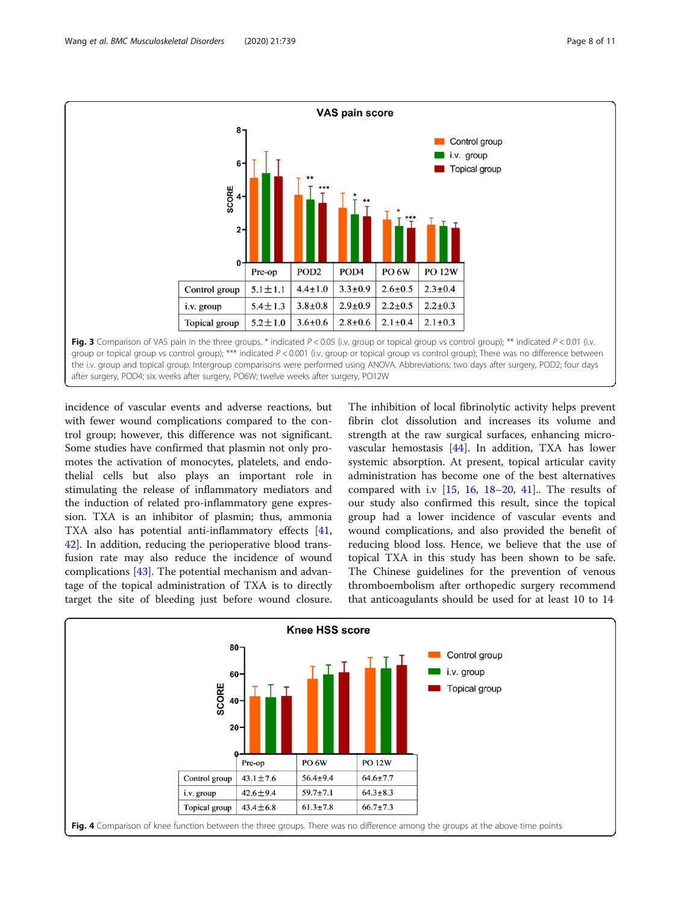**VAS pain score**

|  | Pre-op | POD2 | POD4 | PO 6W | PO 12W |
|---|---|---|---|---|---|
| Control group | 5.1±1.1 | 4.4±1.0 | 3.3±0.9 | 2.6±0.5 | 2.3±0.4 |
| i.v. group | 5.4±1.3 | 3.8±0.8 | 2.9±0.9 | 2.2±0.5 | 2.2±0.3 |
| Topical group | 5.2±1.0 | 3.6±0.6 | 2.8±0.6 | 2.1±0.4 | 2.1±0.3 |

**Fig. 3** Comparison of VAS pain in the three groups. * indicated $P < 0.05$ (i.v. group or topical group vs control group); ** indicated $P < 0.01$ (i.v. group or topical group vs control group); *** indicated $P < 0.001$ (i.v. group or topical group vs control group); There was no difference between the i.v. group and topical group. Intergroup comparisons were performed using ANOVA. Abbreviations: two days after surgery, POD2; four days after surgery, POD4; six weeks after surgery, PO6W; twelve weeks after surgery, PO12W

incidence of vascular events and adverse reactions, but with fewer wound complications compared to the control group; however, this difference was not significant. Some studies have confirmed that plasmin not only promotes the activation of monocytes, platelets, and endothelial cells but also plays an important role in stimulating the release of inflammatory mediators and the induction of related pro-inflammatory gene expression. TXA is an inhibitor of plasmin; thus, ammonia TXA also has potential anti-inflammatory effects [41, 42]. In addition, reducing the perioperative blood transfusion rate may also reduce the incidence of wound complications [43]. The potential mechanism and advantage of the topical administration of TXA is to directly target the site of bleeding just before wound closure. The inhibition of local fibrinolytic activity helps prevent fibrin clot dissolution and increases its volume and strength at the raw surgical surfaces, enhancing microvascular hemostasis [44]. In addition, TXA has lower systemic absorption. At present, topical articular cavity administration has become one of the best alternatives compared with i.v [15, 16, 18–20, 41].. The results of our study also confirmed this result, since the topical group had a lower incidence of vascular events and wound complications, and also provided the benefit of reducing blood loss. Hence, we believe that the use of topical TXA in this study has been shown to be safe. The Chinese guidelines for the prevention of venous thromboembolism after orthopedic surgery recommend that anticoagulants should be used for at least 10 to 14

**Knee HSS score**

|  | Pre-op | PO 6W | PO 12W |
|---|---|---|---|
| Control group | 43.1±7.6 | 56.4±9.4 | 64.6±7.7 |
| i.v. group | 42.6±9.4 | 59.7±7.1 | 64.3±8.3 |
| Topical group | 43.4±6.8 | 61.3±7.8 | 66.7±7.3 |

**Fig. 4** Comparison of knee function between the three groups. There was no difference among the groups at the above time points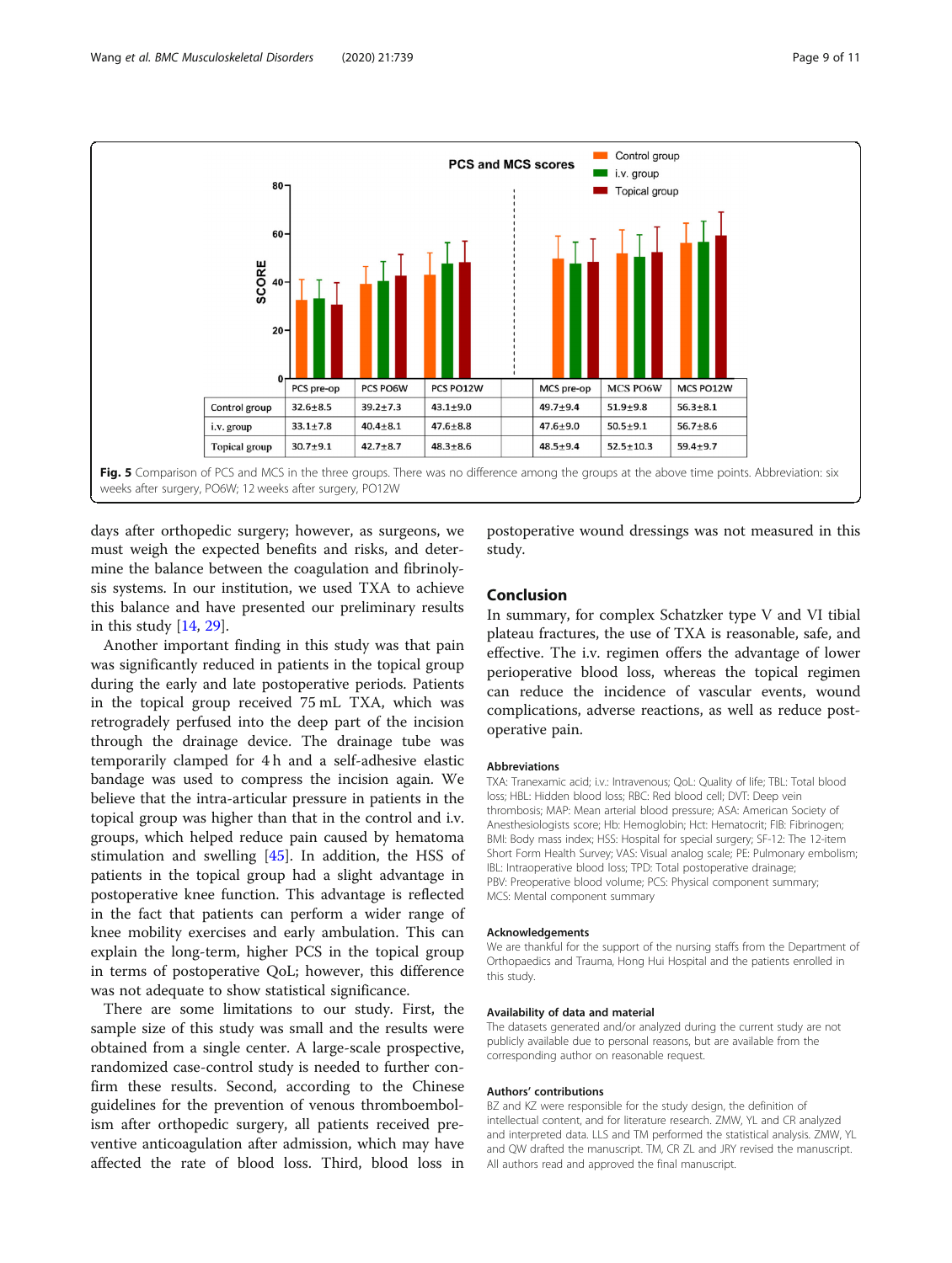PCS and MCS scores

Control group

i.v. group

Topical group

SCORE

0

20

40

60

80

| | PCS pre-op | PCS PO6W | PCS PO12W | MCS pre-op | MCS PO6W | MCS PO12W |
|---|---|---|---|---|---|---|
| Control group | 32.6±8.5 | 39.2±7.3 | 43.1±9.0 | 49.7±9.4 | 51.9±9.8 | 56.3±8.1 |
| i.v. group | 33.1±7.8 | 40.4±8.1 | 47.6±8.8 | 47.6±9.0 | 50.5±9.1 | 56.7±8.6 |
| Topical group | 30.7±9.1 | 42.7±8.7 | 48.3±8.6 | 48.5±9.4 | 52.5±10.3 | 59.4±9.7 |

**Fig. 5** Comparison of PCS and MCS in the three groups. There was no difference among the groups at the above time points. Abbreviation: six weeks after surgery, PO6W; 12 weeks after surgery, PO12W

days after orthopedic surgery; however, as surgeons, we must weigh the expected benefits and risks, and determine the balance between the coagulation and fibrinolysis systems. In our institution, we used TXA to achieve this balance and have presented our preliminary results in this study [14, 29].

Another important finding in this study was that pain was significantly reduced in patients in the topical group during the early and late postoperative periods. Patients in the topical group received 75 mL TXA, which was retrogradely perfused into the deep part of the incision through the drainage device. The drainage tube was temporarily clamped for 4 h and a self-adhesive elastic bandage was used to compress the incision again. We believe that the intra-articular pressure in patients in the topical group was higher than that in the control and i.v. groups, which helped reduce pain caused by hematoma stimulation and swelling [45]. In addition, the HSS of patients in the topical group had a slight advantage in postoperative knee function. This advantage is reflected in the fact that patients can perform a wider range of knee mobility exercises and early ambulation. This can explain the long-term, higher PCS in the topical group in terms of postoperative QoL; however, this difference was not adequate to show statistical significance.

There are some limitations to our study. First, the sample size of this study was small and the results were obtained from a single center. A large-scale prospective, randomized case-control study is needed to further confirm these results. Second, according to the Chinese guidelines for the prevention of venous thromboembolism after orthopedic surgery, all patients received preventive anticoagulation after admission, which may have affected the rate of blood loss. Third, blood loss in postoperative wound dressings was not measured in this study.

## Conclusion

In summary, for complex Schatzker type V and VI tibial plateau fractures, the use of TXA is reasonable, safe, and effective. The i.v. regimen offers the advantage of lower perioperative blood loss, whereas the topical regimen can reduce the incidence of vascular events, wound complications, adverse reactions, as well as reduce postoperative pain.

### Abbreviations

TXA: Tranexamic acid; i.v.: Intravenous; QoL: Quality of life; TBL: Total blood loss; HBL: Hidden blood loss; RBC: Red blood cell; DVT: Deep vein thrombosis; MAP: Mean arterial blood pressure; ASA: American Society of Anesthesiologists score; Hb: Hemoglobin; Hct: Hematocrit; FIB: Fibrinogen; BMI: Body mass index; HSS: Hospital for special surgery; SF-12: The 12-item Short Form Health Survey; VAS: Visual analog scale; PE: Pulmonary embolism; IBL: Intraoperative blood loss; TPD: Total postoperative drainage; PBV: Preoperative blood volume; PCS: Physical component summary; MCS: Mental component summary

### Acknowledgements

We are thankful for the support of the nursing staffs from the Department of Orthopaedics and Trauma, Hong Hui Hospital and the patients enrolled in this study.

### Availability of data and material

The datasets generated and/or analyzed during the current study are not publicly available due to personal reasons, but are available from the corresponding author on reasonable request.

### Authors' contributions

BZ and KZ were responsible for the study design, the definition of intellectual content, and for literature research. ZMW, YL and CR analyzed and interpreted data. LLS and TM performed the statistical analysis. ZMW, YL and QW drafted the manuscript. TM, CR ZL and JRY revised the manuscript. All authors read and approved the final manuscript.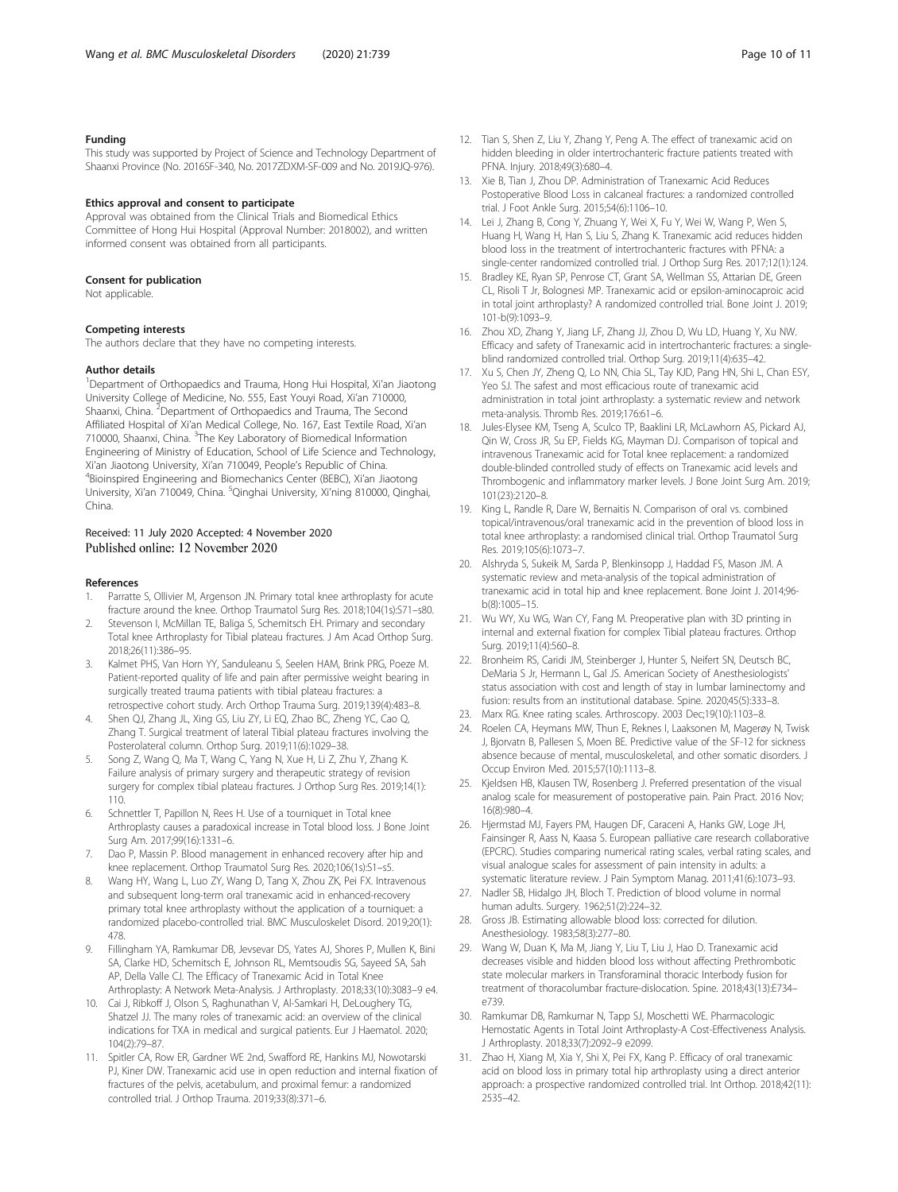### Funding

This study was supported by Project of Science and Technology Department of Shaanxi Province (No. 2016SF-340, No. 2017ZDXM-SF-009 and No. 2019JQ-976).

### Ethics approval and consent to participate

Approval was obtained from the Clinical Trials and Biomedical Ethics Committee of Hong Hui Hospital (Approval Number: 2018002), and written informed consent was obtained from all participants.

### Consent for publication

Not applicable.

### Competing interests

The authors declare that they have no competing interests.

### Author details

[1]Department of Orthopaedics and Trauma, Hong Hui Hospital, Xi'an Jiaotong University College of Medicine, No. 555, East Youyi Road, Xi'an 710000, Shaanxi, China. [2]Department of Orthopaedics and Trauma, The Second Affiliated Hospital of Xi'an Medical College, No. 167, East Textile Road, Xi'an 710000, Shaanxi, China. [3]The Key Laboratory of Biomedical Information Engineering of Ministry of Education, School of Life Science and Technology, Xi'an Jiaotong University, Xi'an 710049, People's Republic of China. [4]Bioinspired Engineering and Biomechanics Center (BEBC), Xi'an Jiaotong University, Xi'an 710049, China. [5]Qinghai University, Xi'ning 810000, Qinghai, China.

Received: 11 July 2020 Accepted: 4 November 2020
Published online: 12 November 2020

### References

1. Parratte S, Ollivier M, Argenson JN. Primary total knee arthroplasty for acute fracture around the knee. Orthop Traumatol Surg Res. 2018;104(1s):S71–s80.
2. Stevenson I, McMillan TE, Baliga S, Schemitsch EH. Primary and secondary Total knee Arthroplasty for Tibial plateau fractures. J Am Acad Orthop Surg. 2018;26(11):386–95.
3. Kalmet PHS, Van Horn YY, Sanduleanu S, Seelen HAM, Brink PRG, Poeze M. Patient-reported quality of life and pain after permissive weight bearing in surgically treated trauma patients with tibial plateau fractures: a retrospective cohort study. Arch Orthop Trauma Surg. 2019;139(4):483–8.
4. Shen QJ, Zhang JL, Xing GS, Liu ZY, Li EQ, Zhao BC, Zheng YC, Cao Q, Zhang T. Surgical treatment of lateral Tibial plateau fractures involving the Posterolateral column. Orthop Surg. 2019;11(6):1029–38.
5. Song Z, Wang Q, Ma T, Wang C, Yang N, Xue H, Li Z, Zhu Y, Zhang K. Failure analysis of primary surgery and therapeutic strategy of revision surgery for complex tibial plateau fractures. J Orthop Surg Res. 2019;14(1): 110.
6. Schnettler T, Papillon N, Rees H. Use of a tourniquet in Total knee Arthroplasty causes a paradoxical increase in Total blood loss. J Bone Joint Surg Am. 2017;99(16):1331–6.
7. Dao P, Massin P. Blood management in enhanced recovery after hip and knee replacement. Orthop Traumatol Surg Res. 2020;106(1s):S1–s5.
8. Wang HY, Wang L, Luo ZY, Wang D, Tang X, Zhou ZK, Pei FX. Intravenous and subsequent long-term oral tranexamic acid in enhanced-recovery primary total knee arthroplasty without the application of a tourniquet: a randomized placebo-controlled trial. BMC Musculoskelet Disord. 2019;20(1): 478.
9. Fillingham YA, Ramkumar DB, Jevsevar DS, Yates AJ, Shores P, Mullen K, Bini SA, Clarke HD, Schemitsch E, Johnson RL, Memtsoudis SG, Sayeed SA, Sah AP, Della Valle CJ. The Efficacy of Tranexamic Acid in Total Knee Arthroplasty: A Network Meta-Analysis. J Arthroplasty. 2018;33(10):3083–9 e4.
10. Cai J, Ribkoff J, Olson S, Raghunathan V, Al-Samkari H, DeLoughery TG, Shatzel JJ. The many roles of tranexamic acid: an overview of the clinical indications for TXA in medical and surgical patients. Eur J Haematol. 2020; 104(2):79–87.
11. Spitler CA, Row ER, Gardner WE 2nd, Swafford RE, Hankins MJ, Nowotarski PJ, Kiner DW. Tranexamic acid use in open reduction and internal fixation of fractures of the pelvis, acetabulum, and proximal femur: a randomized controlled trial. J Orthop Trauma. 2019;33(8):371–6.
12. Tian S, Shen Z, Liu Y, Zhang Y, Peng A. The effect of tranexamic acid on hidden bleeding in older intertrochanteric fracture patients treated with PFNA. Injury. 2018;49(3):680–4.
13. Xie B, Tian J, Zhou DP. Administration of Tranexamic Acid Reduces Postoperative Blood Loss in calcaneal fractures: a randomized controlled trial. J Foot Ankle Surg. 2015;54(6):1106–10.
14. Lei J, Zhang B, Cong Y, Zhuang Y, Wei X, Fu Y, Wei W, Wang P, Wen S, Huang H, Wang H, Han S, Liu S, Zhang K. Tranexamic acid reduces hidden blood loss in the treatment of intertrochanteric fractures with PFNA: a single-center randomized controlled trial. J Orthop Surg Res. 2017;12(1):124.
15. Bradley KE, Ryan SP, Penrose CT, Grant SA, Wellman SS, Attarian DE, Green CL, Risoli T Jr, Bolognesi MP. Tranexamic acid or epsilon-aminocaproic acid in total joint arthroplasty? A randomized controlled trial. Bone Joint J. 2019; 101-b(9):1093–9.
16. Zhou XD, Zhang Y, Jiang LF, Zhang JJ, Zhou D, Wu LD, Huang Y, Xu NW. Efficacy and safety of Tranexamic acid in intertrochanteric fractures: a single-blind randomized controlled trial. Orthop Surg. 2019;11(4):635–42.
17. Xu S, Chen JY, Zheng Q, Lo NN, Chia SL, Tay KJD, Pang HN, Shi L, Chan ESY, Yeo SJ. The safest and most efficacious route of tranexamic acid administration in total joint arthroplasty: a systematic review and network meta-analysis. Thromb Res. 2019;176:61–6.
18. Jules-Elysee KM, Tseng A, Sculco TP, Baaklini LR, McLawhorn AS, Pickard AJ, Qin W, Cross JR, Su EP, Fields KG, Mayman DJ. Comparison of topical and intravenous Tranexamic acid for Total knee replacement: a randomized double-blinded controlled study of effects on Tranexamic acid levels and Thrombogenic and inflammatory marker levels. J Bone Joint Surg Am. 2019; 101(23):2120–8.
19. King L, Randle R, Dare W, Bernaitis N. Comparison of oral vs. combined topical/intravenous/oral tranexamic acid in the prevention of blood loss in total knee arthroplasty: a randomised clinical trial. Orthop Traumatol Surg Res. 2019;105(6):1073–7.
20. Alshryda S, Sukeik M, Sarda P, Blenkinsopp J, Haddad FS, Mason JM. A systematic review and meta-analysis of the topical administration of tranexamic acid in total hip and knee replacement. Bone Joint J. 2014;96-b(8):1005–15.
21. Wu WY, Xu WG, Wan CY, Fang M. Preoperative plan with 3D printing in internal and external fixation for complex Tibial plateau fractures. Orthop Surg. 2019;11(4):560–8.
22. Bronheim RS, Caridi JM, Steinberger J, Hunter S, Neifert SN, Deutsch BC, DeMaria S Jr, Hermann L, Gal JS. American Society of Anesthesiologists' status association with cost and length of stay in lumbar laminectomy and fusion: results from an institutional database. Spine. 2020;45(5):333–8.
23. Marx RG. Knee rating scales. Arthroscopy. 2003 Dec;19(10):1103–8.
24. Roelen CA, Heymans MW, Thun E, Reknes I, Laaksonen M, Magerøy N, Twisk J, Bjorvatn B, Pallesen S, Moen BE. Predictive value of the SF-12 for sickness absence because of mental, musculoskeletal, and other somatic disorders. J Occup Environ Med. 2015;57(10):1113–8.
25. Kjeldsen HB, Klausen TW, Rosenberg J. Preferred presentation of the visual analog scale for measurement of postoperative pain. Pain Pract. 2016 Nov; 16(8):980–4.
26. Hjermstad MJ, Fayers PM, Haugen DF, Caraceni A, Hanks GW, Loge JH, Fainsinger R, Aass N, Kaasa S. European palliative care research collaborative (EPCRC). Studies comparing numerical rating scales, verbal rating scales, and visual analogue scales for assessment of pain intensity in adults: a systematic literature review. J Pain Symptom Manag. 2011;41(6):1073–93.
27. Nadler SB, Hidalgo JH, Bloch T. Prediction of blood volume in normal human adults. Surgery. 1962;51(2):224–32.
28. Gross JB. Estimating allowable blood loss: corrected for dilution. Anesthesiology. 1983;58(3):277–80.
29. Wang W, Duan K, Ma M, Jiang Y, Liu T, Liu J, Hao D. Tranexamic acid decreases visible and hidden blood loss without affecting Prethrombotic state molecular markers in Transforaminal thoracic Interbody fusion for treatment of thoracolumbar fracture-dislocation. Spine. 2018;43(13):E734–e739.
30. Ramkumar DB, Ramkumar N, Tapp SJ, Moschetti WE. Pharmacologic Hemostatic Agents in Total Joint Arthroplasty-A Cost-Effectiveness Analysis. J Arthroplasty. 2018;33(7):2092–9 e2099.
31. Zhao H, Xiang M, Xia Y, Shi X, Pei FX, Kang P. Efficacy of oral tranexamic acid on blood loss in primary total hip arthroplasty using a direct anterior approach: a prospective randomized controlled trial. Int Orthop. 2018;42(11): 2535–42.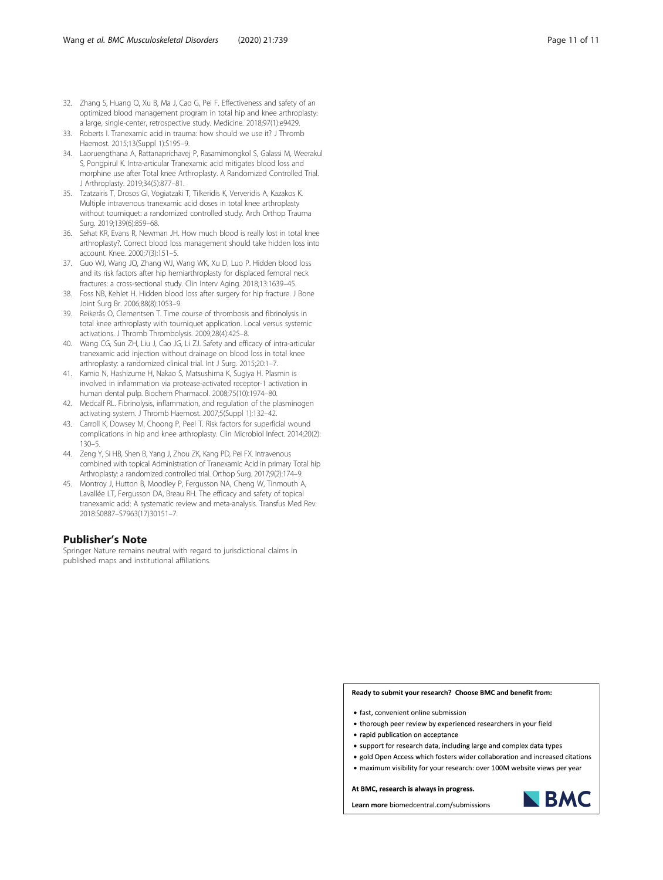32. Zhang S, Huang Q, Xu B, Ma J, Cao G, Pei F. Effectiveness and safety of an optimized blood management program in total hip and knee arthroplasty: a large, single-center, retrospective study. Medicine. 2018;97(1):e9429.
33. Roberts I. Tranexamic acid in trauma: how should we use it? J Thromb Haemost. 2015;13(Suppl 1):S195–9.
34. Laoruengthana A, Rattanaprichavej P, Rasamimongkol S, Galassi M, Weerakul S, Pongpirul K. Intra-articular Tranexamic acid mitigates blood loss and morphine use after Total knee Arthroplasty. A Randomized Controlled Trial. J Arthroplasty. 2019;34(5):877–81.
35. Tzatzairis T, Drosos GI, Vogiatzaki T, Tilkeridis K, Ververidis A, Kazakos K. Multiple intravenous tranexamic acid doses in total knee arthroplasty without tourniquet: a randomized controlled study. Arch Orthop Trauma Surg. 2019;139(6):859–68.
36. Sehat KR, Evans R, Newman JH. How much blood is really lost in total knee arthroplasty?. Correct blood loss management should take hidden loss into account. Knee. 2000;7(3):151–5.
37. Guo WJ, Wang JQ, Zhang WJ, Wang WK, Xu D, Luo P. Hidden blood loss and its risk factors after hip hemiarthroplasty for displaced femoral neck fractures: a cross-sectional study. Clin Interv Aging. 2018;13:1639–45.
38. Foss NB, Kehlet H. Hidden blood loss after surgery for hip fracture. J Bone Joint Surg Br. 2006;88(8):1053–9.
39. Reikerås O, Clementsen T. Time course of thrombosis and fibrinolysis in total knee arthroplasty with tourniquet application. Local versus systemic activations. J Thromb Thrombolysis. 2009;28(4):425–8.
40. Wang CG, Sun ZH, Liu J, Cao JG, Li ZJ. Safety and efficacy of intra-articular tranexamic acid injection without drainage on blood loss in total knee arthroplasty: a randomized clinical trial. Int J Surg. 2015;20:1–7.
41. Kamio N, Hashizume H, Nakao S, Matsushima K, Sugiya H. Plasmin is involved in inflammation via protease-activated receptor-1 activation in human dental pulp. Biochem Pharmacol. 2008;75(10):1974–80.
42. Medcalf RL. Fibrinolysis, inflammation, and regulation of the plasminogen activating system. J Thromb Haemost. 2007;5(Suppl 1):132–42.
43. Carroll K, Dowsey M, Choong P, Peel T. Risk factors for superficial wound complications in hip and knee arthroplasty. Clin Microbiol Infect. 2014;20(2): 130–5.
44. Zeng Y, Si HB, Shen B, Yang J, Zhou ZK, Kang PD, Pei FX. Intravenous combined with topical Administration of Tranexamic Acid in primary Total hip Arthroplasty: a randomized controlled trial. Orthop Surg. 2017;9(2):174–9.
45. Montroy J, Hutton B, Moodley P, Fergusson NA, Cheng W, Tinmouth A, Lavallée LT, Fergusson DA, Breau RH. The efficacy and safety of topical tranexamic acid: A systematic review and meta-analysis. Transfus Med Rev. 2018:S0887–S7963(17)30151–7.

## Publisher's Note

Springer Nature remains neutral with regard to jurisdictional claims in published maps and institutional affiliations.

**Ready to submit your research? Choose BMC and benefit from:**

- fast, convenient online submission
- thorough peer review by experienced researchers in your field
- rapid publication on acceptance
- support for research data, including large and complex data types
- gold Open Access which fosters wider collaboration and increased citations
- maximum visibility for your research: over 100M website views per year

**At BMC, research is always in progress.**

**Learn more** biomedcentral.com/submissions